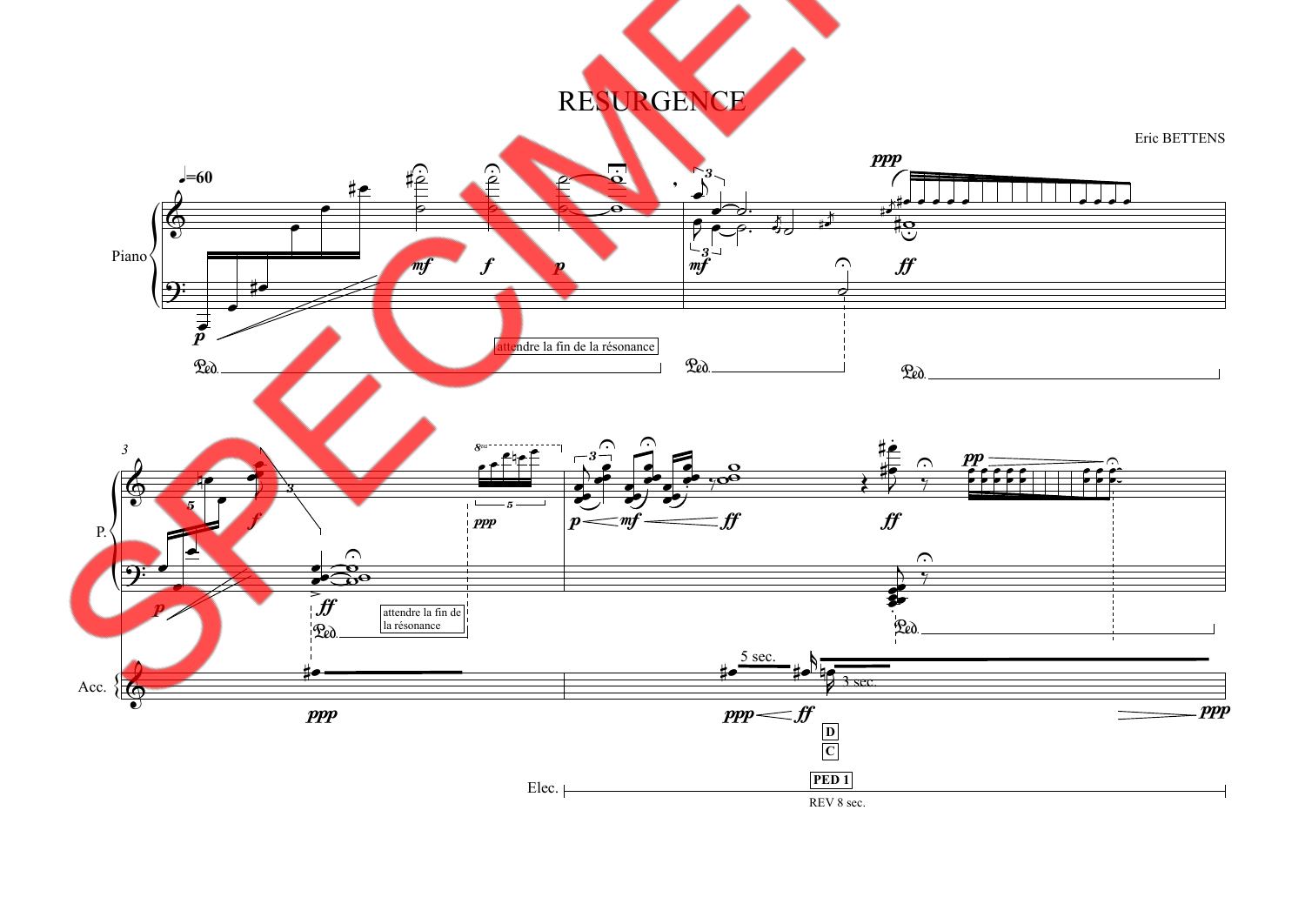# RESURGENCE

Eric BETTENS

♩=60

Piano

attendre la fin de la résonance

P.

attendre la fin de la résonance

Acc.

5 sec.

3 sec.

D

C

PED 1

Elec.

REV 8 sec.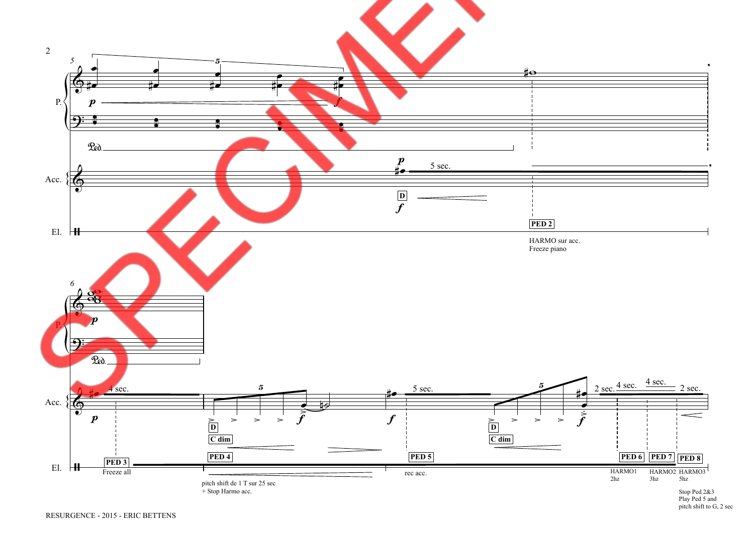P.

Acc.

El.

5 sec.

PED 2

HARMO sur acc.
Freeze piano

4 sec.

PED 3

Freeze all

C dim

PED 4

pitch shift de 1 T sur 25 sec
+ Stop Harmo acc.

5 sec.

PED 5

rec acc.

C dim

2 sec. 4 sec. 4 sec. 2 sec.

PED 6

HARMO1
2hz

PED 7

HARMO2
3hz

PED 8

HARMO3
5hz

Stop Ped 2&3
Play Ped 5 and
pitch shift to G, 2 sec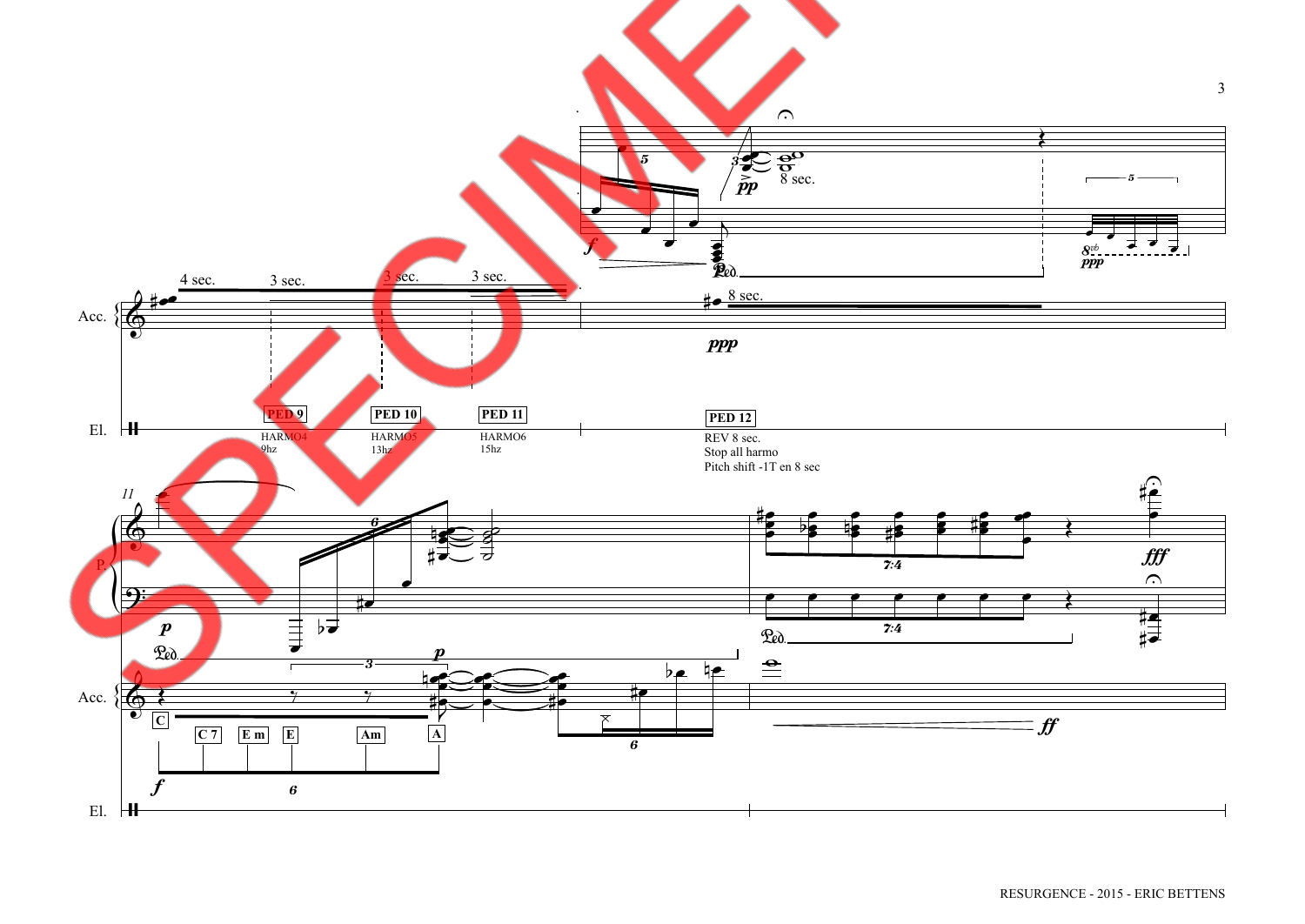Acc.

El.

PED 9
HARMO4
9hz

PED 10
HARMO5
13hz

PED 11
HARMO6
15hz

PED 12
REV 8 sec.
Stop all harmo
Pitch shift -1T en 8 sec

P.

Acc.

El.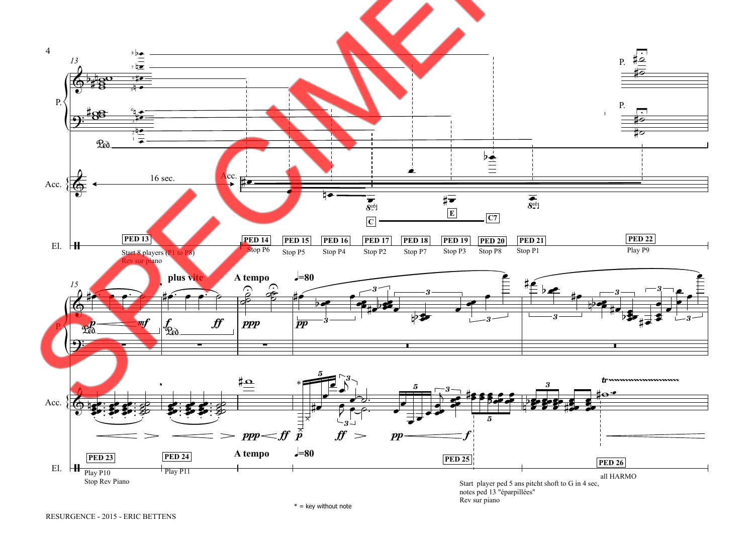13

P.

Ped.

Acc.

16 sec.

Acc.

C E C7

El.

PED 13
Start 8 players (P1 to P8)
Rev sur piano

PED 14
Stop P6

PED 15
Stop P5

PED 16
Stop P4

PED 17
Stop P2

PED 18
Stop P7

PED 19
Stop P3

PED 20
Stop P8

PED 21
Stop P1

PED 22
Play P9

15

plus vite

A tempo ♩=80

PED 23
Play P10
Stop Rev Piano

PED 24
Play P11

A tempo ♩=80

PED 25
Start player ped 5 ans pitcht shoft to G in 4 sec,
notes ped 13 "éparpillées"
Rev sur piano

PED 26
all HARMO

* = key without note

RESURGENCE - 2015 - ERIC BETTENS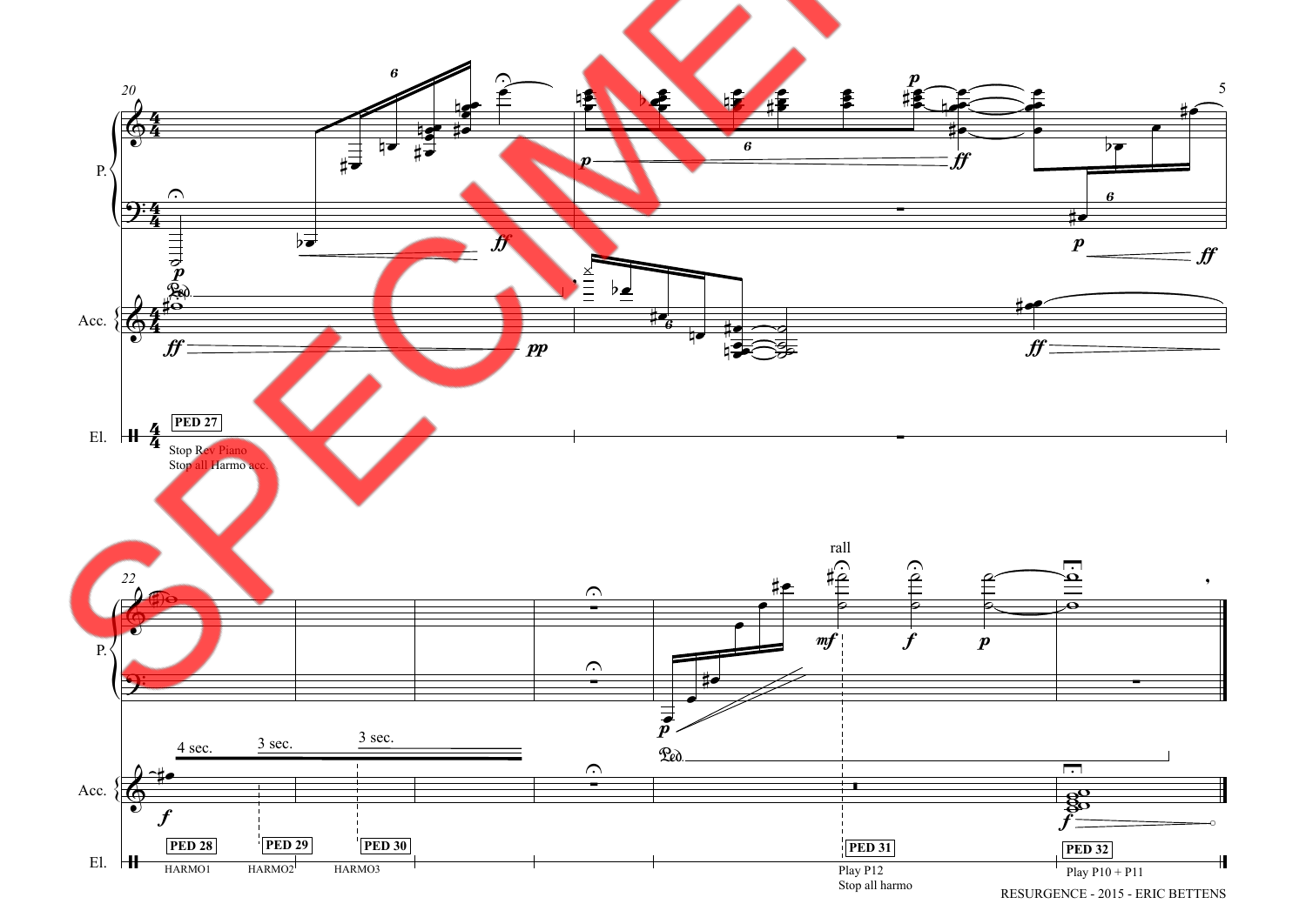Stop Rev Piano
Stop all Harmo acc.

PED 27

PED 28 HARMO1

PED 29 HARMO2

PED 30 HARMO3

4 sec. 3 sec. 3 sec.

rall

PED 31 Play P12 Stop all harmo

PED 32 Play P10 + P11

RESURGENCE - 2015 - ERIC BETTENS